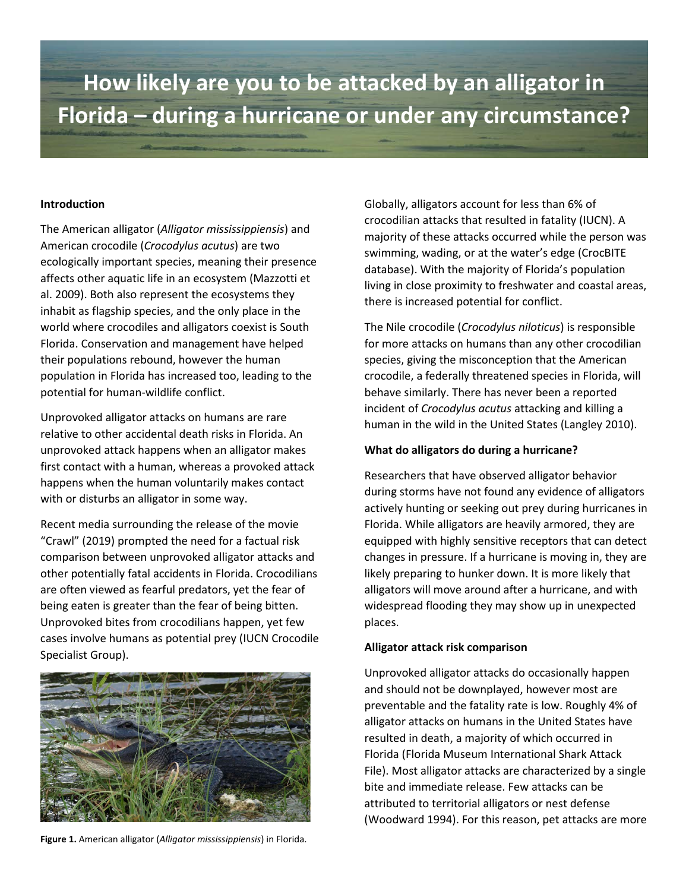# How likely are you to be attacked by an alligator in Florida – during a hurricane or under any circumstance?

**Introduction**

The American alligator (*Alligator mississippiensis*) and American crocodile (*Crocodylus acutus*) are two ecologically important species, meaning their presence affects other aquatic life in an ecosystem (Mazzotti et al. 2009). Both also represent the ecosystems they inhabit as flagship species, and the only place in the world where crocodiles and alligators coexist is South Florida. Conservation and management have helped their populations rebound, however the human population in Florida has increased too, leading to the potential for human-wildlife conflict.

Unprovoked alligator attacks on humans are rare relative to other accidental death risks in Florida. An unprovoked attack happens when an alligator makes first contact with a human, whereas a provoked attack happens when the human voluntarily makes contact with or disturbs an alligator in some way.

Recent media surrounding the release of the movie "Crawl" (2019) prompted the need for a factual risk comparison between unprovoked alligator attacks and other potentially fatal accidents in Florida. Crocodilians are often viewed as fearful predators, yet the fear of being eaten is greater than the fear of being bitten. Unprovoked bites from crocodilians happen, yet few cases involve humans as potential prey (IUCN Crocodile Specialist Group).

**Figure 1.** American alligator (*Alligator mississippiensis*) in Florida.

Globally, alligators account for less than 6% of crocodilian attacks that resulted in fatality (IUCN). A majority of these attacks occurred while the person was swimming, wading, or at the water's edge (CrocBITE database). With the majority of Florida's population living in close proximity to freshwater and coastal areas, there is increased potential for conflict.

The Nile crocodile (*Crocodylus niloticus*) is responsible for more attacks on humans than any other crocodilian species, giving the misconception that the American crocodile, a federally threatened species in Florida, will behave similarly. There has never been a reported incident of *Crocodylus acutus* attacking and killing a human in the wild in the United States (Langley 2010).

**What do alligators do during a hurricane?**

Researchers that have observed alligator behavior during storms have not found any evidence of alligators actively hunting or seeking out prey during hurricanes in Florida. While alligators are heavily armored, they are equipped with highly sensitive receptors that can detect changes in pressure. If a hurricane is moving in, they are likely preparing to hunker down. It is more likely that alligators will move around after a hurricane, and with widespread flooding they may show up in unexpected places.

**Alligator attack risk comparison**

Unprovoked alligator attacks do occasionally happen and should not be downplayed, however most are preventable and the fatality rate is low. Roughly 4% of alligator attacks on humans in the United States have resulted in death, a majority of which occurred in Florida (Florida Museum International Shark Attack File). Most alligator attacks are characterized by a single bite and immediate release. Few attacks can be attributed to territorial alligators or nest defense (Woodward 1994). For this reason, pet attacks are more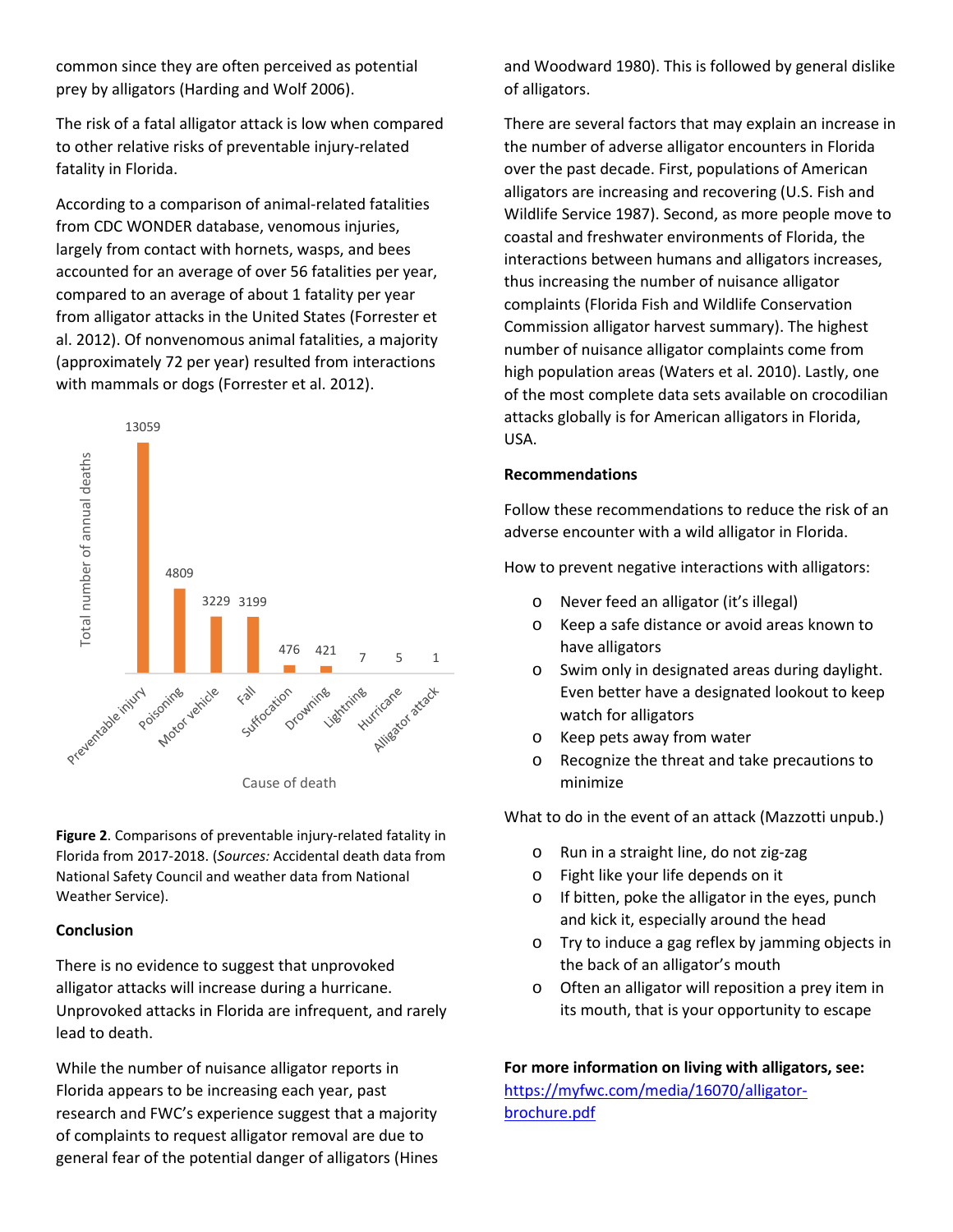common since they are often perceived as potential prey by alligators (Harding and Wolf 2006).

The risk of a fatal alligator attack is low when compared to other relative risks of preventable injury-related fatality in Florida.

According to a comparison of animal-related fatalities from CDC WONDER database, venomous injuries, largely from contact with hornets, wasps, and bees accounted for an average of over 56 fatalities per year, compared to an average of about 1 fatality per year from alligator attacks in the United States (Forrester et al. 2012). Of nonvenomous animal fatalities, a majority (approximately 72 per year) resulted from interactions with mammals or dogs (Forrester et al. 2012).

| Cause of death | Total number of annual deaths |
|---|---|
| Preventable injury | 13059 |
| Poisoning | 4809 |
| Motor vehicle | 3229 |
| Fall | 3199 |
| Suffocation | 476 |
| Drowning | 421 |
| Lightning | 7 |
| Hurricane | 5 |
| Alligator attack | 1 |

**Figure 2**. Comparisons of preventable injury-related fatality in Florida from 2017-2018. (*Sources:* Accidental death data from National Safety Council and weather data from National Weather Service).

**Conclusion**

There is no evidence to suggest that unprovoked alligator attacks will increase during a hurricane. Unprovoked attacks in Florida are infrequent, and rarely lead to death.

While the number of nuisance alligator reports in Florida appears to be increasing each year, past research and FWC's experience suggest that a majority of complaints to request alligator removal are due to general fear of the potential danger of alligators (Hines and Woodward 1980). This is followed by general dislike of alligators.

There are several factors that may explain an increase in the number of adverse alligator encounters in Florida over the past decade. First, populations of American alligators are increasing and recovering (U.S. Fish and Wildlife Service 1987). Second, as more people move to coastal and freshwater environments of Florida, the interactions between humans and alligators increases, thus increasing the number of nuisance alligator complaints (Florida Fish and Wildlife Conservation Commission alligator harvest summary). The highest number of nuisance alligator complaints come from high population areas (Waters et al. 2010). Lastly, one of the most complete data sets available on crocodilian attacks globally is for American alligators in Florida, USA.

**Recommendations**

Follow these recommendations to reduce the risk of an adverse encounter with a wild alligator in Florida.

How to prevent negative interactions with alligators:

- Never feed an alligator (it's illegal)
- Keep a safe distance or avoid areas known to have alligators
- Swim only in designated areas during daylight. Even better have a designated lookout to keep watch for alligators
- Keep pets away from water
- Recognize the threat and take precautions to minimize

What to do in the event of an attack (Mazzotti unpub.)

- Run in a straight line, do not zig-zag
- Fight like your life depends on it
- If bitten, poke the alligator in the eyes, punch and kick it, especially around the head
- Try to induce a gag reflex by jamming objects in the back of an alligator's mouth
- Often an alligator will reposition a prey item in its mouth, that is your opportunity to escape

**For more information on living with alligators, see:**
https://myfwc.com/media/16070/alligator-brochure.pdf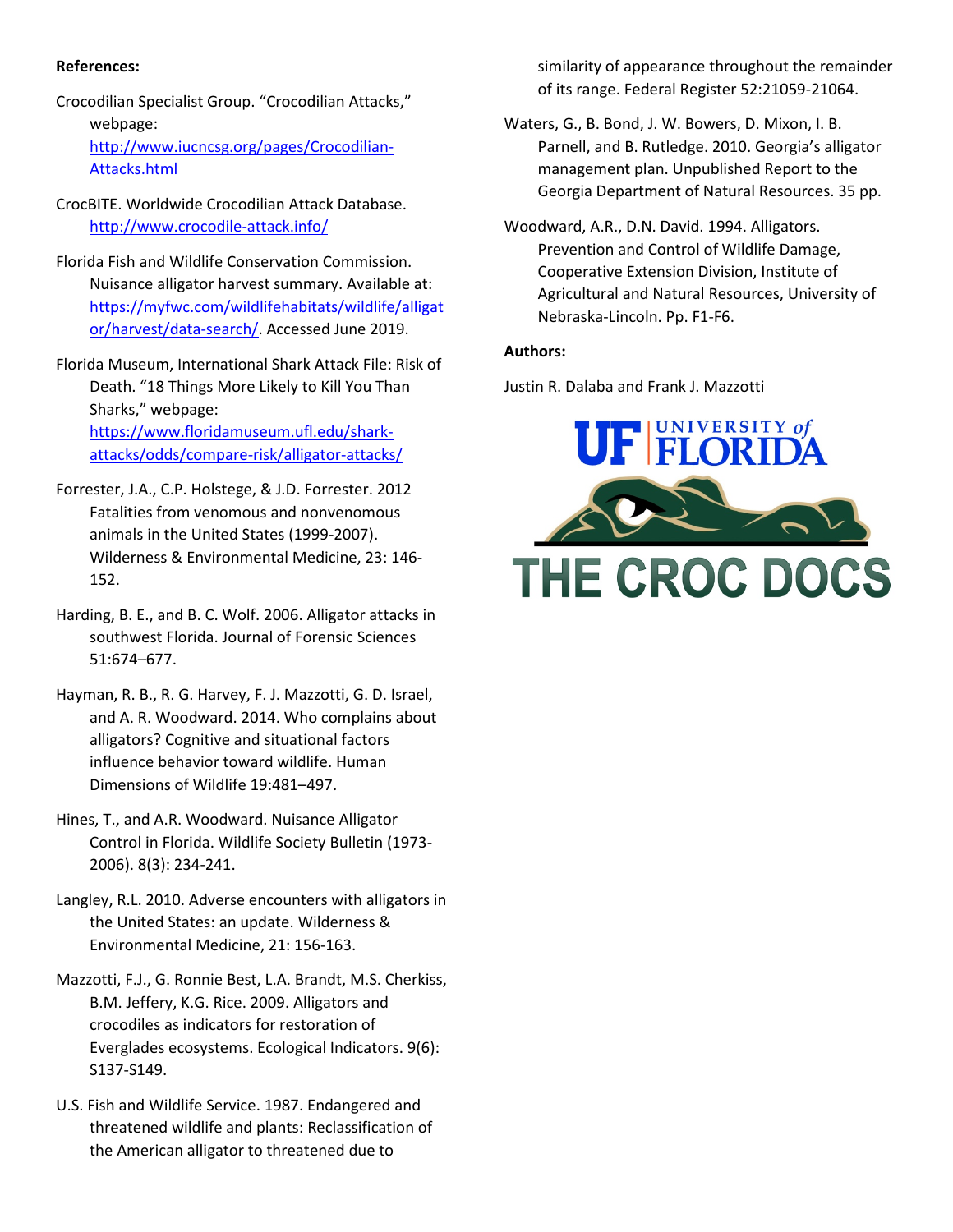**References:**

Crocodilian Specialist Group. "Crocodilian Attacks," webpage: http://www.iucncsg.org/pages/Crocodilian-Attacks.html

CrocBITE. Worldwide Crocodilian Attack Database. http://www.crocodile-attack.info/

Florida Fish and Wildlife Conservation Commission. Nuisance alligator harvest summary. Available at: https://myfwc.com/wildlifehabitats/wildlife/alligator/harvest/data-search/. Accessed June 2019.

Florida Museum, International Shark Attack File: Risk of Death. "18 Things More Likely to Kill You Than Sharks," webpage: https://www.floridamuseum.ufl.edu/shark-attacks/odds/compare-risk/alligator-attacks/

Forrester, J.A., C.P. Holstege, & J.D. Forrester. 2012 Fatalities from venomous and nonvenomous animals in the United States (1999-2007). Wilderness & Environmental Medicine, 23: 146-152.

Harding, B. E., and B. C. Wolf. 2006. Alligator attacks in southwest Florida. Journal of Forensic Sciences 51:674–677.

Hayman, R. B., R. G. Harvey, F. J. Mazzotti, G. D. Israel, and A. R. Woodward. 2014. Who complains about alligators? Cognitive and situational factors influence behavior toward wildlife. Human Dimensions of Wildlife 19:481–497.

Hines, T., and A.R. Woodward. Nuisance Alligator Control in Florida. Wildlife Society Bulletin (1973-2006). 8(3): 234-241.

Langley, R.L. 2010. Adverse encounters with alligators in the United States: an update. Wilderness & Environmental Medicine, 21: 156-163.

Mazzotti, F.J., G. Ronnie Best, L.A. Brandt, M.S. Cherkiss, B.M. Jeffery, K.G. Rice. 2009. Alligators and crocodiles as indicators for restoration of Everglades ecosystems. Ecological Indicators. 9(6): S137-S149.

U.S. Fish and Wildlife Service. 1987. Endangered and threatened wildlife and plants: Reclassification of the American alligator to threatened due to similarity of appearance throughout the remainder of its range. Federal Register 52:21059-21064.

Waters, G., B. Bond, J. W. Bowers, D. Mixon, I. B. Parnell, and B. Rutledge. 2010. Georgia's alligator management plan. Unpublished Report to the Georgia Department of Natural Resources. 35 pp.

Woodward, A.R., D.N. David. 1994. Alligators. Prevention and Control of Wildlife Damage, Cooperative Extension Division, Institute of Agricultural and Natural Resources, University of Nebraska-Lincoln. Pp. F1-F6.

**Authors:**

Justin R. Dalaba and Frank J. Mazzotti

UF | UNIVERSITY of FLORIDA

THE CROC DOCS